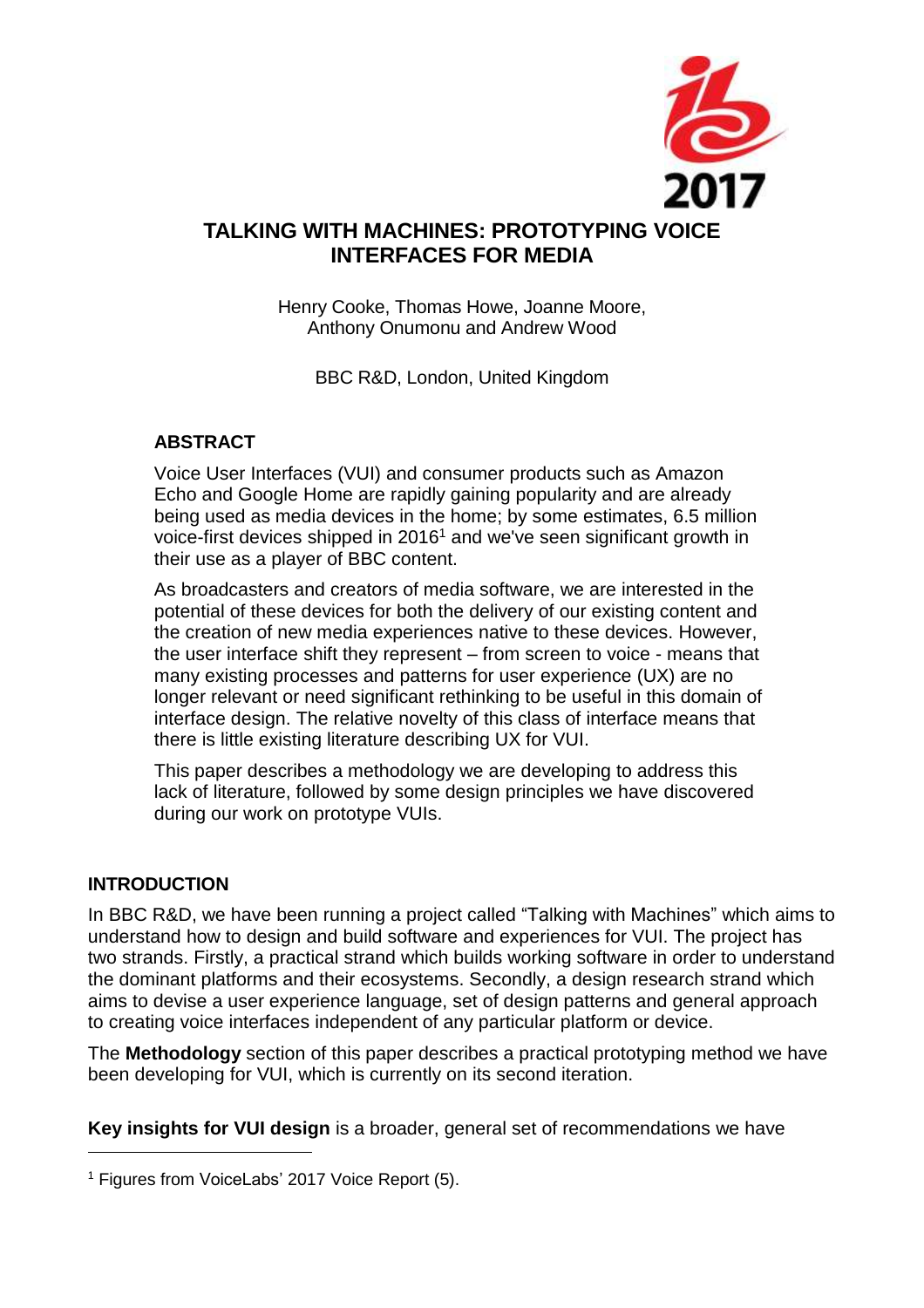# TALKING WITH MACHINES: PROTOTYPING VOICE INTERFACES FOR MEDIA

Henry Cooke, Thomas Howe, Joanne Moore,
Anthony Onumonu and Andrew Wood

BBC R&D, London, United Kingdom

## ABSTRACT

Voice User Interfaces (VUI) and consumer products such as Amazon Echo and Google Home are rapidly gaining popularity and are already being used as media devices in the home; by some estimates, 6.5 million voice-first devices shipped in 2016[1] and we've seen significant growth in their use as a player of BBC content.

As broadcasters and creators of media software, we are interested in the potential of these devices for both the delivery of our existing content and the creation of new media experiences native to these devices. However, the user interface shift they represent – from screen to voice - means that many existing processes and patterns for user experience (UX) are no longer relevant or need significant rethinking to be useful in this domain of interface design. The relative novelty of this class of interface means that there is little existing literature describing UX for VUI.

This paper describes a methodology we are developing to address this lack of literature, followed by some design principles we have discovered during our work on prototype VUIs.

## INTRODUCTION

In BBC R&D, we have been running a project called "Talking with Machines" which aims to understand how to design and build software and experiences for VUI. The project has two strands. Firstly, a practical strand which builds working software in order to understand the dominant platforms and their ecosystems. Secondly, a design research strand which aims to devise a user experience language, set of design patterns and general approach to creating voice interfaces independent of any particular platform or device.

The **Methodology** section of this paper describes a practical prototyping method we have been developing for VUI, which is currently on its second iteration.

**Key insights for VUI design** is a broader, general set of recommendations we have

[1] Figures from VoiceLabs' 2017 Voice Report (5).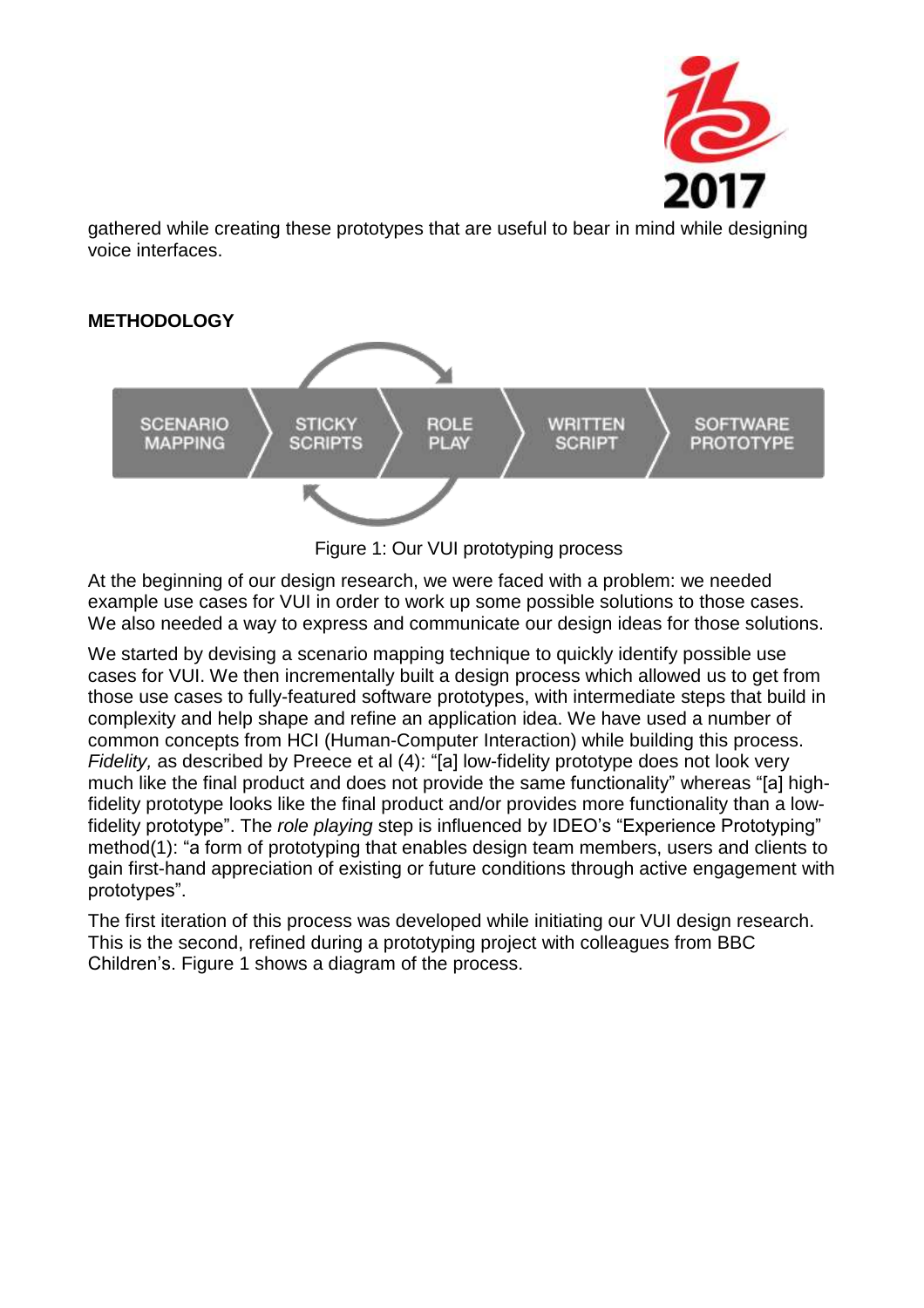gathered while creating these prototypes that are useful to bear in mind while designing voice interfaces.

## METHODOLOGY

Figure 1: Our VUI prototyping process

At the beginning of our design research, we were faced with a problem: we needed example use cases for VUI in order to work up some possible solutions to those cases. We also needed a way to express and communicate our design ideas for those solutions.

We started by devising a scenario mapping technique to quickly identify possible use cases for VUI. We then incrementally built a design process which allowed us to get from those use cases to fully-featured software prototypes, with intermediate steps that build in complexity and help shape and refine an application idea. We have used a number of common concepts from HCI (Human-Computer Interaction) while building this process. *Fidelity,* as described by Preece et al (4): "[a] low-fidelity prototype does not look very much like the final product and does not provide the same functionality" whereas "[a] high-fidelity prototype looks like the final product and/or provides more functionality than a low-fidelity prototype". The *role playing* step is influenced by IDEO's "Experience Prototyping" method(1): "a form of prototyping that enables design team members, users and clients to gain first-hand appreciation of existing or future conditions through active engagement with prototypes".

The first iteration of this process was developed while initiating our VUI design research. This is the second, refined during a prototyping project with colleagues from BBC Children's. Figure 1 shows a diagram of the process.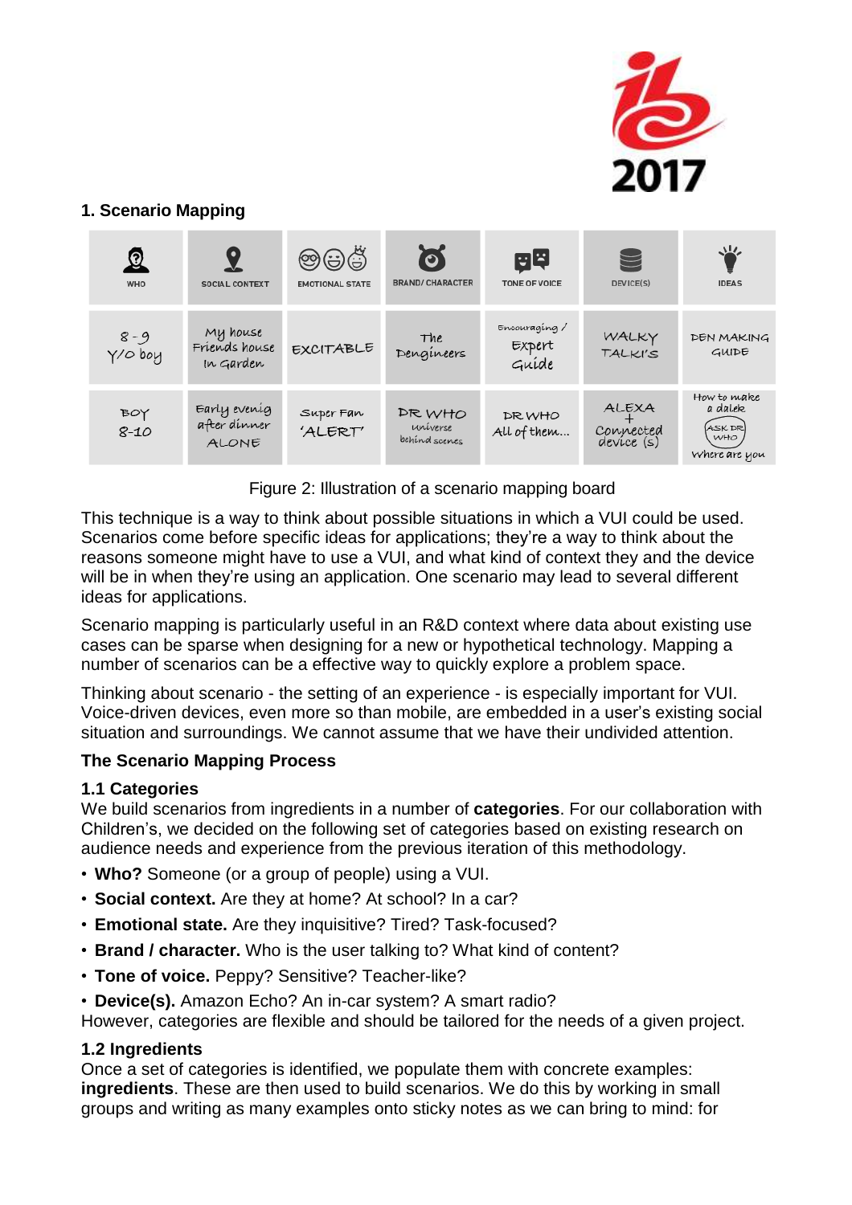## 1. Scenario Mapping

| WHO | SOCIAL CONTEXT | EMOTIONAL STATE | BRAND/ CHARACTER | TONE OF VOICE | DEVICE(S) | IDEAS |
|---|---|---|---|---|---|---|
| 8 - 9 Y/O boy | My house Friends house In Garden | EXCITABLE | The Dengineers | Encouraging / Expert Guide | WALKY TALKI'S | DEN MAKING GUIDE |
| BOY 8-10 | Early evenig after dinner ALONE | Super Fan 'ALERT' | DR WHO universe behind scenes | DR WHO All of them... | ALEXA + Connected device (s) | How to make a dalek ASK DR WHO Where are you |

Figure 2: Illustration of a scenario mapping board

This technique is a way to think about possible situations in which a VUI could be used. Scenarios come before specific ideas for applications; they're a way to think about the reasons someone might have to use a VUI, and what kind of context they and the device will be in when they're using an application. One scenario may lead to several different ideas for applications.

Scenario mapping is particularly useful in an R&D context where data about existing use cases can be sparse when designing for a new or hypothetical technology. Mapping a number of scenarios can be a effective way to quickly explore a problem space.

Thinking about scenario - the setting of an experience - is especially important for VUI. Voice-driven devices, even more so than mobile, are embedded in a user's existing social situation and surroundings. We cannot assume that we have their undivided attention.

### The Scenario Mapping Process

#### 1.1 Categories

We build scenarios from ingredients in a number of **categories**. For our collaboration with Children's, we decided on the following set of categories based on existing research on audience needs and experience from the previous iteration of this methodology.

- **Who?** Someone (or a group of people) using a VUI.
- **Social context.** Are they at home? At school? In a car?
- **Emotional state.** Are they inquisitive? Tired? Task-focused?
- **Brand / character.** Who is the user talking to? What kind of content?
- **Tone of voice.** Peppy? Sensitive? Teacher-like?
- **Device(s).** Amazon Echo? An in-car system? A smart radio?

However, categories are flexible and should be tailored for the needs of a given project.

#### 1.2 Ingredients

Once a set of categories is identified, we populate them with concrete examples: **ingredients**. These are then used to build scenarios. We do this by working in small groups and writing as many examples onto sticky notes as we can bring to mind: for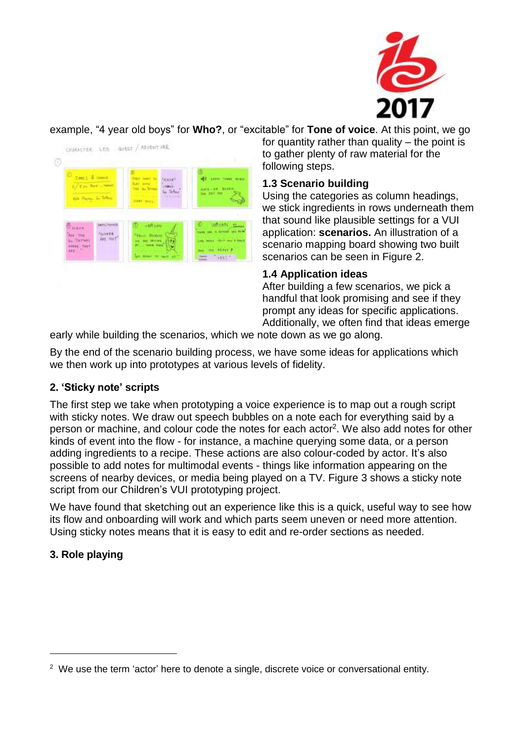example, “4 year old boys” for **Who?**, or “excitable” for **Tone of voice**. At this point, we go for quantity rather than quality – the point is to gather plenty of raw material for the following steps.

### 1.3 Scenario building

Using the categories as column headings, we stick ingredients in rows underneath them that sound like plausible settings for a VUI application: **scenarios.** An illustration of a scenario mapping board showing two built scenarios can be seen in Figure 2.

### 1.4 Application ideas

After building a few scenarios, we pick a handful that look promising and see if they prompt any ideas for specific applications. Additionally, we often find that ideas emerge early while building the scenarios, which we note down as we go along.

By the end of the scenario building process, we have some ideas for applications which we then work up into prototypes at various levels of fidelity.

## 2. ‘Sticky note’ scripts

The first step we take when prototyping a voice experience is to map out a rough script with sticky notes. We draw out speech bubbles on a note each for everything said by a person or machine, and colour code the notes for each actor[2]. We also add notes for other kinds of event into the flow - for instance, a machine querying some data, or a person adding ingredients to a recipe. These actions are also colour-coded by actor. It’s also possible to add notes for multimodal events - things like information appearing on the screens of nearby devices, or media being played on a TV. Figure 3 shows a sticky note script from our Children’s VUI prototyping project.

We have found that sketching out an experience like this is a quick, useful way to see how its flow and onboarding will work and which parts seem uneven or need more attention. Using sticky notes means that it is easy to edit and re-order sections as needed.

## 3. Role playing

[2] We use the term ‘actor’ here to denote a single, discrete voice or conversational entity.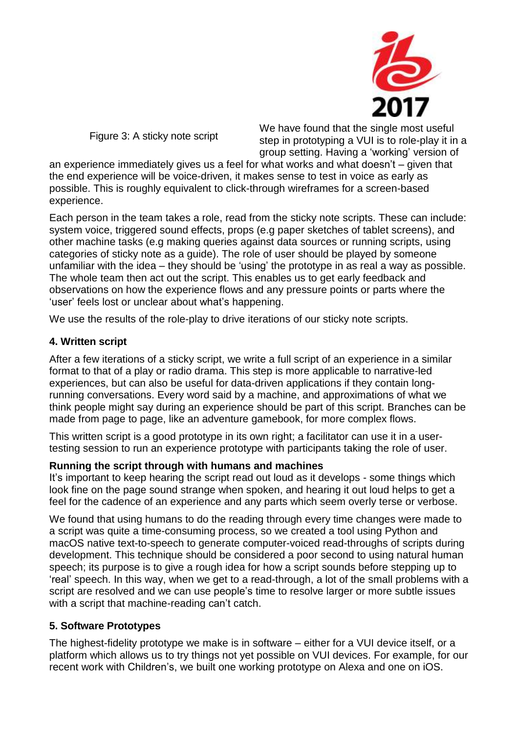Figure 3: A sticky note script

We have found that the single most useful step in prototyping a VUI is to role-play it in a group setting. Having a 'working' version of an experience immediately gives us a feel for what works and what doesn't – given that the end experience will be voice-driven, it makes sense to test in voice as early as possible. This is roughly equivalent to click-through wireframes for a screen-based experience.

Each person in the team takes a role, read from the sticky note scripts. These can include: system voice, triggered sound effects, props (e.g paper sketches of tablet screens), and other machine tasks (e.g making queries against data sources or running scripts, using categories of sticky note as a guide). The role of user should be played by someone unfamiliar with the idea – they should be 'using' the prototype in as real a way as possible. The whole team then act out the script. This enables us to get early feedback and observations on how the experience flows and any pressure points or parts where the 'user' feels lost or unclear about what's happening.

We use the results of the role-play to drive iterations of our sticky note scripts.

**4. Written script**

After a few iterations of a sticky script, we write a full script of an experience in a similar format to that of a play or radio drama. This step is more applicable to narrative-led experiences, but can also be useful for data-driven applications if they contain long-running conversations. Every word said by a machine, and approximations of what we think people might say during an experience should be part of this script. Branches can be made from page to page, like an adventure gamebook, for more complex flows.

This written script is a good prototype in its own right; a facilitator can use it in a user-testing session to run an experience prototype with participants taking the role of user.

**Running the script through with humans and machines**

It's important to keep hearing the script read out loud as it develops - some things which look fine on the page sound strange when spoken, and hearing it out loud helps to get a feel for the cadence of an experience and any parts which seem overly terse or verbose.

We found that using humans to do the reading through every time changes were made to a script was quite a time-consuming process, so we created a tool using Python and macOS native text-to-speech to generate computer-voiced read-throughs of scripts during development. This technique should be considered a poor second to using natural human speech; its purpose is to give a rough idea for how a script sounds before stepping up to 'real' speech. In this way, when we get to a read-through, a lot of the small problems with a script are resolved and we can use people's time to resolve larger or more subtle issues with a script that machine-reading can't catch.

**5. Software Prototypes**

The highest-fidelity prototype we make is in software – either for a VUI device itself, or a platform which allows us to try things not yet possible on VUI devices. For example, for our recent work with Children's, we built one working prototype on Alexa and one on iOS.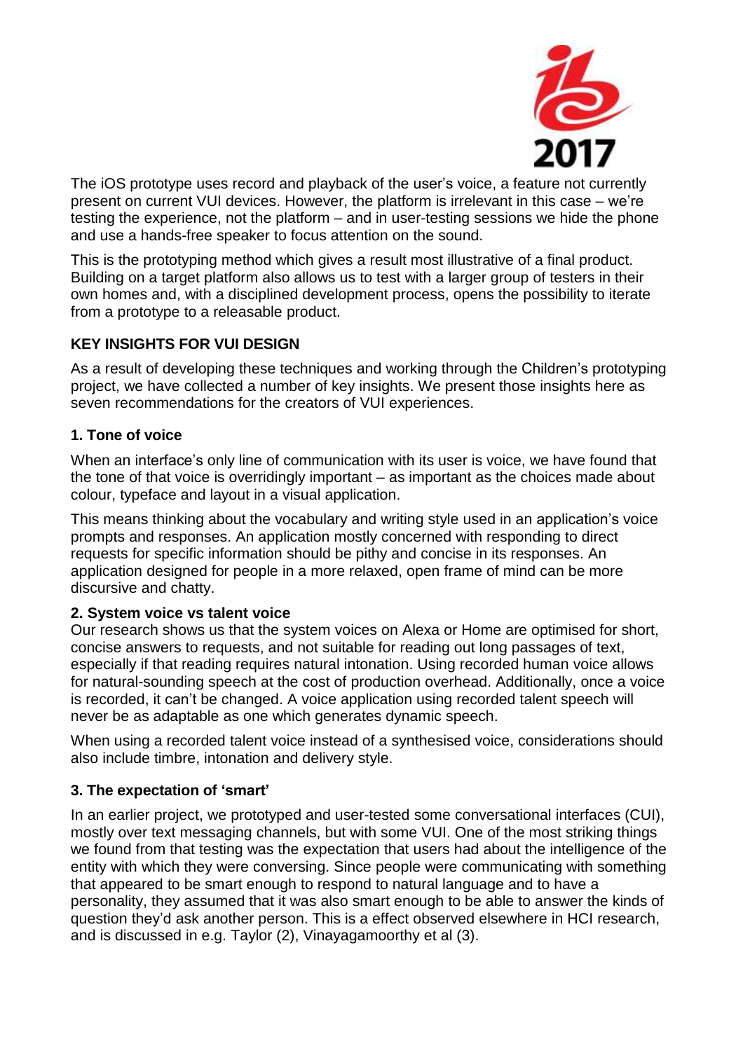The iOS prototype uses record and playback of the user's voice, a feature not currently present on current VUI devices. However, the platform is irrelevant in this case – we're testing the experience, not the platform – and in user-testing sessions we hide the phone and use a hands-free speaker to focus attention on the sound.

This is the prototyping method which gives a result most illustrative of a final product. Building on a target platform also allows us to test with a larger group of testers in their own homes and, with a disciplined development process, opens the possibility to iterate from a prototype to a releasable product.

## KEY INSIGHTS FOR VUI DESIGN

As a result of developing these techniques and working through the Children's prototyping project, we have collected a number of key insights. We present those insights here as seven recommendations for the creators of VUI experiences.

### 1. Tone of voice

When an interface's only line of communication with its user is voice, we have found that the tone of that voice is overridingly important – as important as the choices made about colour, typeface and layout in a visual application.

This means thinking about the vocabulary and writing style used in an application's voice prompts and responses. An application mostly concerned with responding to direct requests for specific information should be pithy and concise in its responses. An application designed for people in a more relaxed, open frame of mind can be more discursive and chatty.

### 2. System voice vs talent voice

Our research shows us that the system voices on Alexa or Home are optimised for short, concise answers to requests, and not suitable for reading out long passages of text, especially if that reading requires natural intonation. Using recorded human voice allows for natural-sounding speech at the cost of production overhead. Additionally, once a voice is recorded, it can't be changed. A voice application using recorded talent speech will never be as adaptable as one which generates dynamic speech.

When using a recorded talent voice instead of a synthesised voice, considerations should also include timbre, intonation and delivery style.

### 3. The expectation of 'smart'

In an earlier project, we prototyped and user-tested some conversational interfaces (CUI), mostly over text messaging channels, but with some VUI. One of the most striking things we found from that testing was the expectation that users had about the intelligence of the entity with which they were conversing. Since people were communicating with something that appeared to be smart enough to respond to natural language and to have a personality, they assumed that it was also smart enough to be able to answer the kinds of question they'd ask another person. This is a effect observed elsewhere in HCI research, and is discussed in e.g. Taylor (2), Vinayagamoorthy et al (3).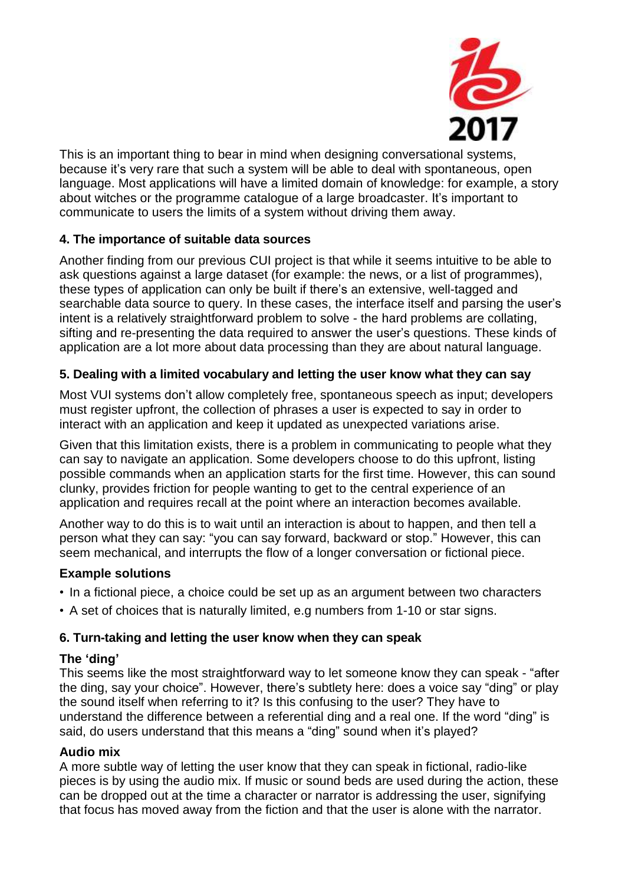This is an important thing to bear in mind when designing conversational systems, because it's very rare that such a system will be able to deal with spontaneous, open language. Most applications will have a limited domain of knowledge: for example, a story about witches or the programme catalogue of a large broadcaster. It's important to communicate to users the limits of a system without driving them away.

### 4. The importance of suitable data sources

Another finding from our previous CUI project is that while it seems intuitive to be able to ask questions against a large dataset (for example: the news, or a list of programmes), these types of application can only be built if there's an extensive, well-tagged and searchable data source to query. In these cases, the interface itself and parsing the user's intent is a relatively straightforward problem to solve - the hard problems are collating, sifting and re-presenting the data required to answer the user's questions. These kinds of application are a lot more about data processing than they are about natural language.

### 5. Dealing with a limited vocabulary and letting the user know what they can say

Most VUI systems don't allow completely free, spontaneous speech as input; developers must register upfront, the collection of phrases a user is expected to say in order to interact with an application and keep it updated as unexpected variations arise.

Given that this limitation exists, there is a problem in communicating to people what they can say to navigate an application. Some developers choose to do this upfront, listing possible commands when an application starts for the first time. However, this can sound clunky, provides friction for people wanting to get to the central experience of an application and requires recall at the point where an interaction becomes available.

Another way to do this is to wait until an interaction is about to happen, and then tell a person what they can say: "you can say forward, backward or stop." However, this can seem mechanical, and interrupts the flow of a longer conversation or fictional piece.

#### Example solutions

- In a fictional piece, a choice could be set up as an argument between two characters
- A set of choices that is naturally limited, e.g numbers from 1-10 or star signs.

### 6. Turn-taking and letting the user know when they can speak

#### The 'ding'

This seems like the most straightforward way to let someone know they can speak - "after the ding, say your choice". However, there's subtlety here: does a voice say "ding" or play the sound itself when referring to it? Is this confusing to the user? They have to understand the difference between a referential ding and a real one. If the word "ding" is said, do users understand that this means a "ding" sound when it's played?

#### Audio mix

A more subtle way of letting the user know that they can speak in fictional, radio-like pieces is by using the audio mix. If music or sound beds are used during the action, these can be dropped out at the time a character or narrator is addressing the user, signifying that focus has moved away from the fiction and that the user is alone with the narrator.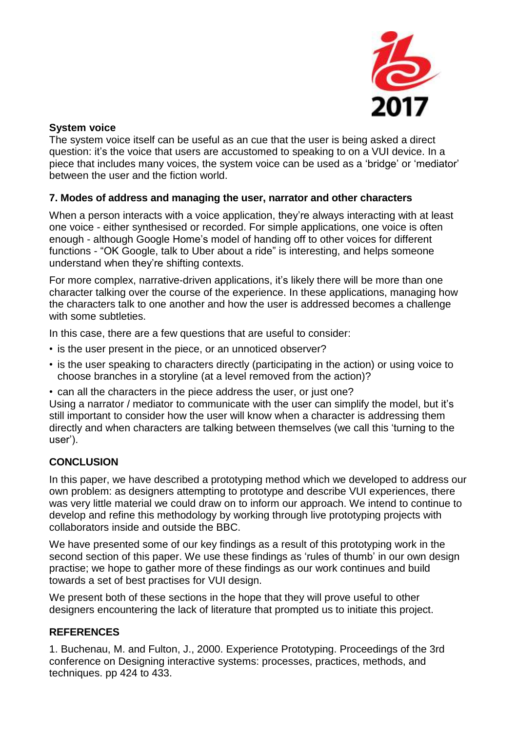**System voice**

The system voice itself can be useful as an cue that the user is being asked a direct question: it's the voice that users are accustomed to speaking to on a VUI device. In a piece that includes many voices, the system voice can be used as a 'bridge' or 'mediator' between the user and the fiction world.

### 7. Modes of address and managing the user, narrator and other characters

When a person interacts with a voice application, they're always interacting with at least one voice - either synthesised or recorded. For simple applications, one voice is often enough - although Google Home's model of handing off to other voices for different functions - "OK Google, talk to Uber about a ride" is interesting, and helps someone understand when they're shifting contexts.

For more complex, narrative-driven applications, it's likely there will be more than one character talking over the course of the experience. In these applications, managing how the characters talk to one another and how the user is addressed becomes a challenge with some subtleties.

In this case, there are a few questions that are useful to consider:

- is the user present in the piece, or an unnoticed observer?
- is the user speaking to characters directly (participating in the action) or using voice to choose branches in a storyline (at a level removed from the action)?
- can all the characters in the piece address the user, or just one?

Using a narrator / mediator to communicate with the user can simplify the model, but it's still important to consider how the user will know when a character is addressing them directly and when characters are talking between themselves (we call this 'turning to the user').

## CONCLUSION

In this paper, we have described a prototyping method which we developed to address our own problem: as designers attempting to prototype and describe VUI experiences, there was very little material we could draw on to inform our approach. We intend to continue to develop and refine this methodology by working through live prototyping projects with collaborators inside and outside the BBC.

We have presented some of our key findings as a result of this prototyping work in the second section of this paper. We use these findings as 'rules of thumb' in our own design practise; we hope to gather more of these findings as our work continues and build towards a set of best practises for VUI design.

We present both of these sections in the hope that they will prove useful to other designers encountering the lack of literature that prompted us to initiate this project.

## REFERENCES

1. Buchenau, M. and Fulton, J., 2000. Experience Prototyping. Proceedings of the 3rd conference on Designing interactive systems: processes, practices, methods, and techniques. pp 424 to 433.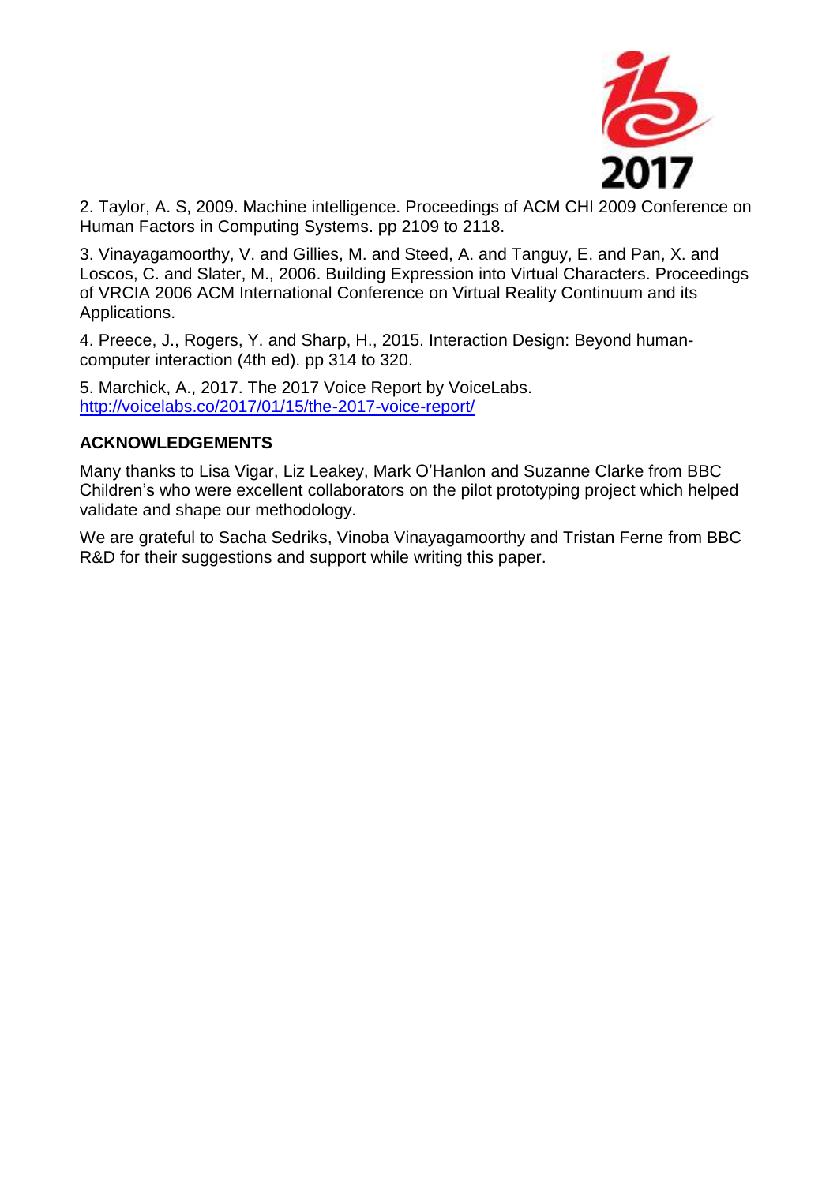2. Taylor, A. S, 2009. Machine intelligence. Proceedings of ACM CHI 2009 Conference on Human Factors in Computing Systems. pp 2109 to 2118.

3. Vinayagamoorthy, V. and Gillies, M. and Steed, A. and Tanguy, E. and Pan, X. and Loscos, C. and Slater, M., 2006. Building Expression into Virtual Characters. Proceedings of VRCIA 2006 ACM International Conference on Virtual Reality Continuum and its Applications.

4. Preece, J., Rogers, Y. and Sharp, H., 2015. Interaction Design: Beyond human-computer interaction (4th ed). pp 314 to 320.

5. Marchick, A., 2017. The 2017 Voice Report by VoiceLabs. http://voicelabs.co/2017/01/15/the-2017-voice-report/

## ACKNOWLEDGEMENTS

Many thanks to Lisa Vigar, Liz Leakey, Mark O'Hanlon and Suzanne Clarke from BBC Children's who were excellent collaborators on the pilot prototyping project which helped validate and shape our methodology.

We are grateful to Sacha Sedriks, Vinoba Vinayagamoorthy and Tristan Ferne from BBC R&D for their suggestions and support while writing this paper.